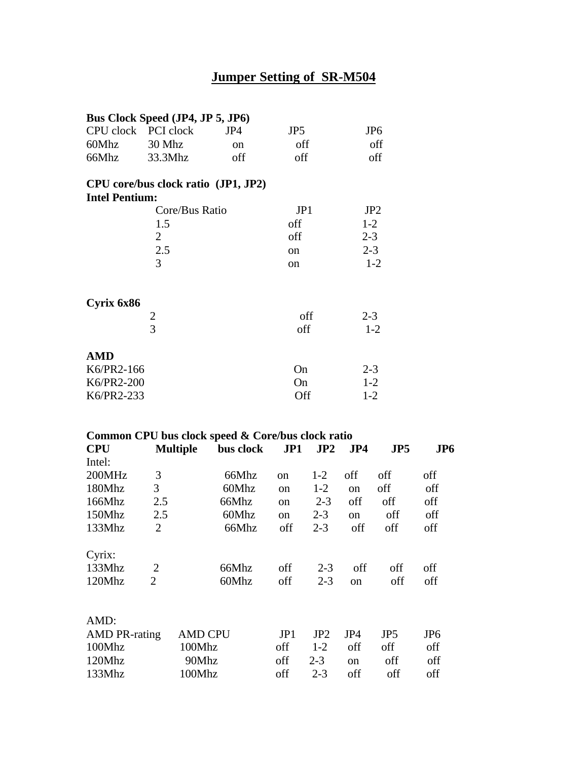# Jumper Setting of SR-M504

**Bus Clock Speed (JP4, JP 5, JP6)**

| CPU clock | PCI clock | JP4 | JP5 | JP6 |
|---|---|---|---|---|
| 60Mhz | 30 Mhz | on | off | off |
| 66Mhz | 33.3Mhz | off | off | off |

**CPU core/bus clock ratio (JP1, JP2)**

**Intel Pentium:**

| Core/Bus Ratio | JP1 | JP2 |
|---|---|---|
| 1.5 | off | 1-2 |
| 2 | off | 2-3 |
| 2.5 | on | 2-3 |
| 3 | on | 1-2 |

**Cyrix 6x86**

| | JP1 | JP2 |
|---|---|---|
| 2 | off | 2-3 |
| 3 | off | 1-2 |

**AMD**

| | JP1 | JP2 |
|---|---|---|
| K6/PR2-166 | On | 2-3 |
| K6/PR2-200 | On | 1-2 |
| K6/PR2-233 | Off | 1-2 |

**Common CPU bus clock speed & Core/bus clock ratio**

| **CPU** | **Multiple** | **bus clock** | **JP1** | **JP2** | **JP4** | **JP5** | **JP6** |
|---|---|---|---|---|---|---|---|
| Intel: | | | | | | | |
| 200MHz | 3 | 66Mhz | on | 1-2 | off | off | off |
| 180Mhz | 3 | 60Mhz | on | 1-2 | on | off | off |
| 166Mhz | 2.5 | 66Mhz | on | 2-3 | off | off | off |
| 150Mhz | 2.5 | 60Mhz | on | 2-3 | on | off | off |
| 133Mhz | 2 | 66Mhz | off | 2-3 | off | off | off |
| Cyrix: | | | | | | | |
| 133Mhz | 2 | 66Mhz | off | 2-3 | off | off | off |
| 120Mhz | 2 | 60Mhz | off | 2-3 | on | off | off |

AMD:

| AMD PR-rating | AMD CPU | JP1 | JP2 | JP4 | JP5 | JP6 |
|---|---|---|---|---|---|---|
| 100Mhz | 100Mhz | off | 1-2 | off | off | off |
| 120Mhz | 90Mhz | off | 2-3 | on | off | off |
| 133Mhz | 100Mhz | off | 2-3 | off | off | off |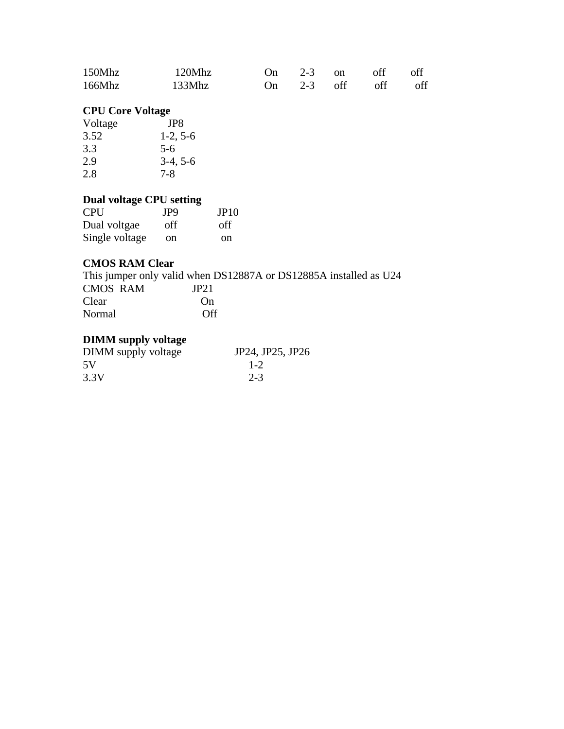| | | | | | | |
|---|---|---|---|---|---|---|
| 150Mhz | 120Mhz | On | 2-3 | on | off | off |
| 166Mhz | 133Mhz | On | 2-3 | off | off | off |

**CPU Core Voltage**

| Voltage | JP8 |
|---|---|
| 3.52 | 1-2, 5-6 |
| 3.3 | 5-6 |
| 2.9 | 3-4, 5-6 |
| 2.8 | 7-8 |

**Dual voltage CPU setting**

| CPU | JP9 | JP10 |
|---|---|---|
| Dual voltgae | off | off |
| Single voltage | on | on |

**CMOS RAM Clear**

This jumper only valid when DS12887A or DS12885A installed as U24

| CMOS RAM | JP21 |
|---|---|
| Clear | On |
| Normal | Off |

**DIMM supply voltage**

| DIMM supply voltage | JP24, JP25, JP26 |
|---|---|
| 5V | 1-2 |
| 3.3V | 2-3 |